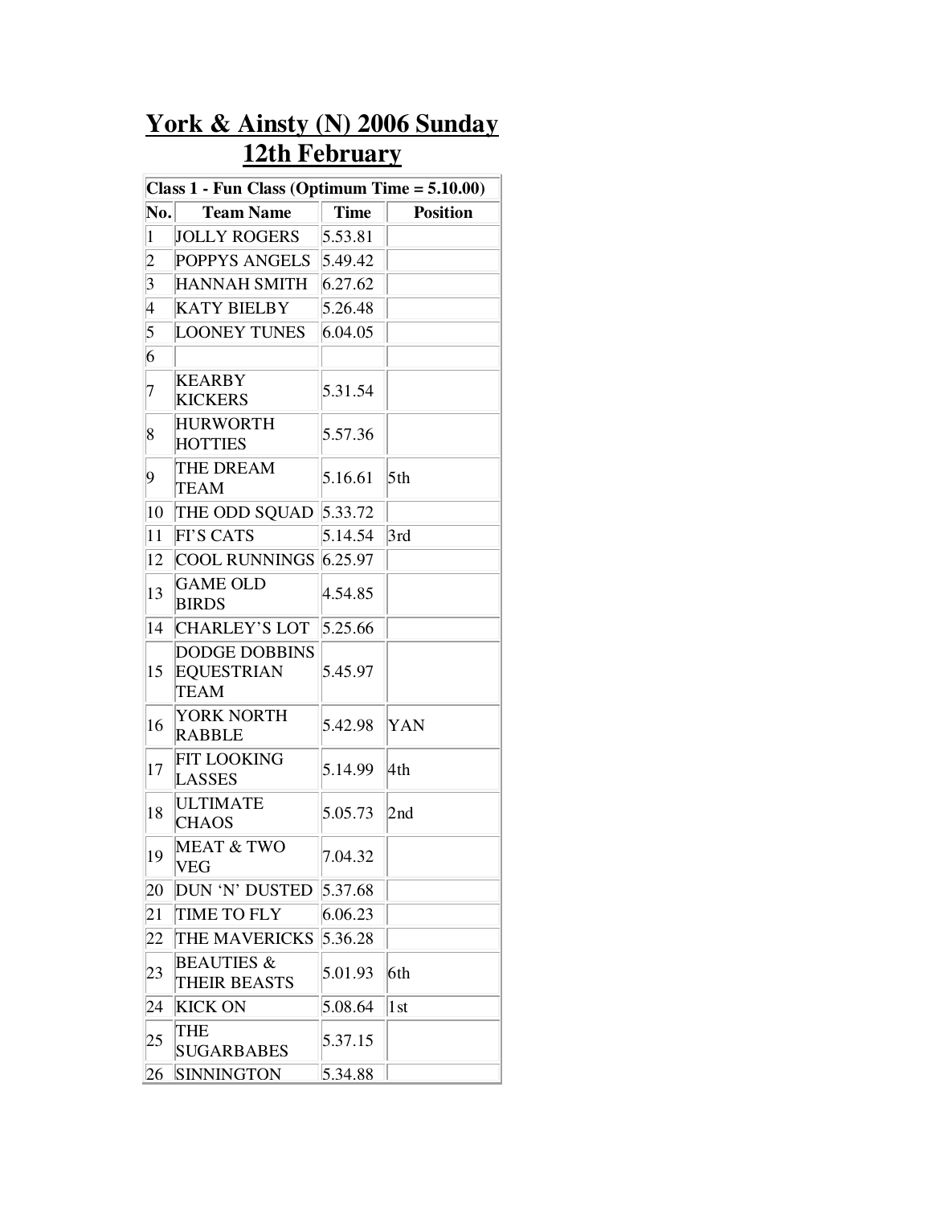# York & Ainsty (N) 2006 Sunday 12th February

| Class 1 - Fun Class (Optimum Time = 5.10.00) | | | |
|---|---|---|---|
| **No.** | **Team Name** | **Time** | **Position** |
| 1 | JOLLY ROGERS | 5.53.81 | |
| 2 | POPPYS ANGELS | 5.49.42 | |
| 3 | HANNAH SMITH | 6.27.62 | |
| 4 | KATY BIELBY | 5.26.48 | |
| 5 | LOONEY TUNES | 6.04.05 | |
| 6 | | | |
| 7 | KEARBY KICKERS | 5.31.54 | |
| 8 | HURWORTH HOTTIES | 5.57.36 | |
| 9 | THE DREAM TEAM | 5.16.61 | 5th |
| 10 | THE ODD SQUAD | 5.33.72 | |
| 11 | FI'S CATS | 5.14.54 | 3rd |
| 12 | COOL RUNNINGS | 6.25.97 | |
| 13 | GAME OLD BIRDS | 4.54.85 | |
| 14 | CHARLEY'S LOT | 5.25.66 | |
| 15 | DODGE DOBBINS EQUESTRIAN TEAM | 5.45.97 | |
| 16 | YORK NORTH RABBLE | 5.42.98 | YAN |
| 17 | FIT LOOKING LASSES | 5.14.99 | 4th |
| 18 | ULTIMATE CHAOS | 5.05.73 | 2nd |
| 19 | MEAT & TWO VEG | 7.04.32 | |
| 20 | DUN 'N' DUSTED | 5.37.68 | |
| 21 | TIME TO FLY | 6.06.23 | |
| 22 | THE MAVERICKS | 5.36.28 | |
| 23 | BEAUTIES & THEIR BEASTS | 5.01.93 | 6th |
| 24 | KICK ON | 5.08.64 | 1st |
| 25 | THE SUGARBABES | 5.37.15 | |
| 26 | SINNINGTON | 5.34.88 | |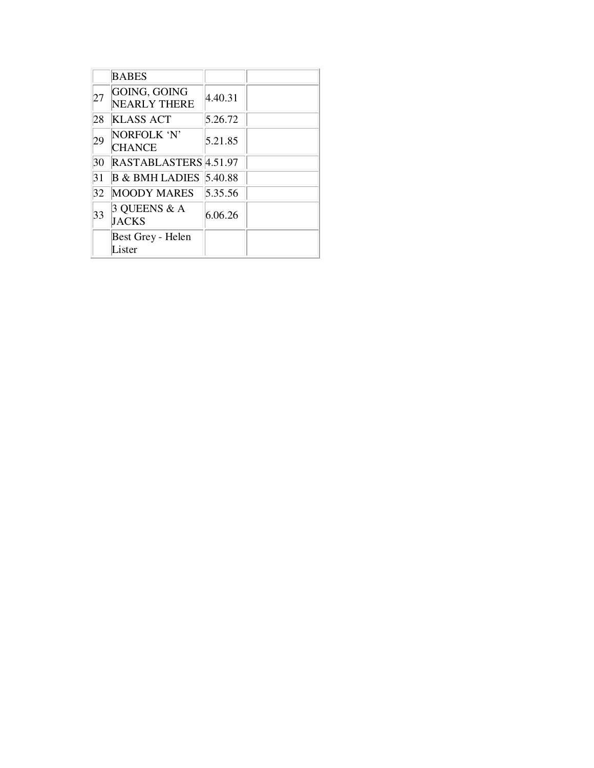| | | | |
|---|---|---|---|
| | BABES | | |
| 27 | GOING, GOING NEARLY THERE | 4.40.31 | |
| 28 | KLASS ACT | 5.26.72 | |
| 29 | NORFOLK 'N' CHANCE | 5.21.85 | |
| 30 | RASTABLASTERS | 4.51.97 | |
| 31 | B & BMH LADIES | 5.40.88 | |
| 32 | MOODY MARES | 5.35.56 | |
| 33 | 3 QUEENS & A JACKS | 6.06.26 | |
| | Best Grey - Helen Lister | | |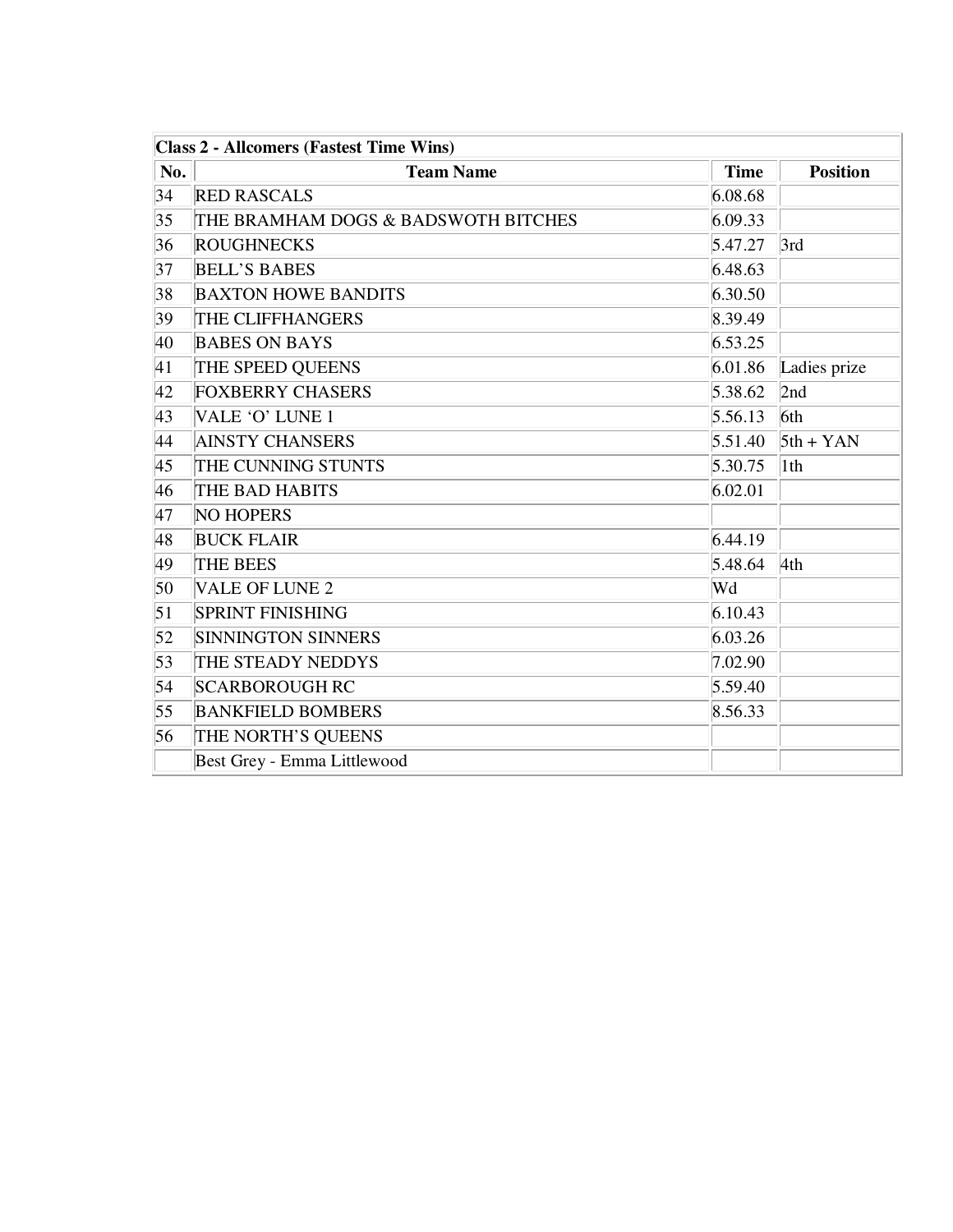| Class 2 - Allcomers (Fastest Time Wins) | | | |
|---|---|---|---|
| **No.** | **Team Name** | **Time** | **Position** |
| 34 | RED RASCALS | 6.08.68 | |
| 35 | THE BRAMHAM DOGS & BADSWOTH BITCHES | 6.09.33 | |
| 36 | ROUGHNECKS | 5.47.27 | 3rd |
| 37 | BELL'S BABES | 6.48.63 | |
| 38 | BAXTON HOWE BANDITS | 6.30.50 | |
| 39 | THE CLIFFHANGERS | 8.39.49 | |
| 40 | BABES ON BAYS | 6.53.25 | |
| 41 | THE SPEED QUEENS | 6.01.86 | Ladies prize |
| 42 | FOXBERRY CHASERS | 5.38.62 | 2nd |
| 43 | VALE 'O' LUNE 1 | 5.56.13 | 6th |
| 44 | AINSTY CHANSERS | 5.51.40 | 5th + YAN |
| 45 | THE CUNNING STUNTS | 5.30.75 | 1th |
| 46 | THE BAD HABITS | 6.02.01 | |
| 47 | NO HOPERS | | |
| 48 | BUCK FLAIR | 6.44.19 | |
| 49 | THE BEES | 5.48.64 | 4th |
| 50 | VALE OF LUNE 2 | Wd | |
| 51 | SPRINT FINISHING | 6.10.43 | |
| 52 | SINNINGTON SINNERS | 6.03.26 | |
| 53 | THE STEADY NEDDYS | 7.02.90 | |
| 54 | SCARBOROUGH RC | 5.59.40 | |
| 55 | BANKFIELD BOMBERS | 8.56.33 | |
| 56 | THE NORTH'S QUEENS | | |
| | Best Grey - Emma Littlewood | | |